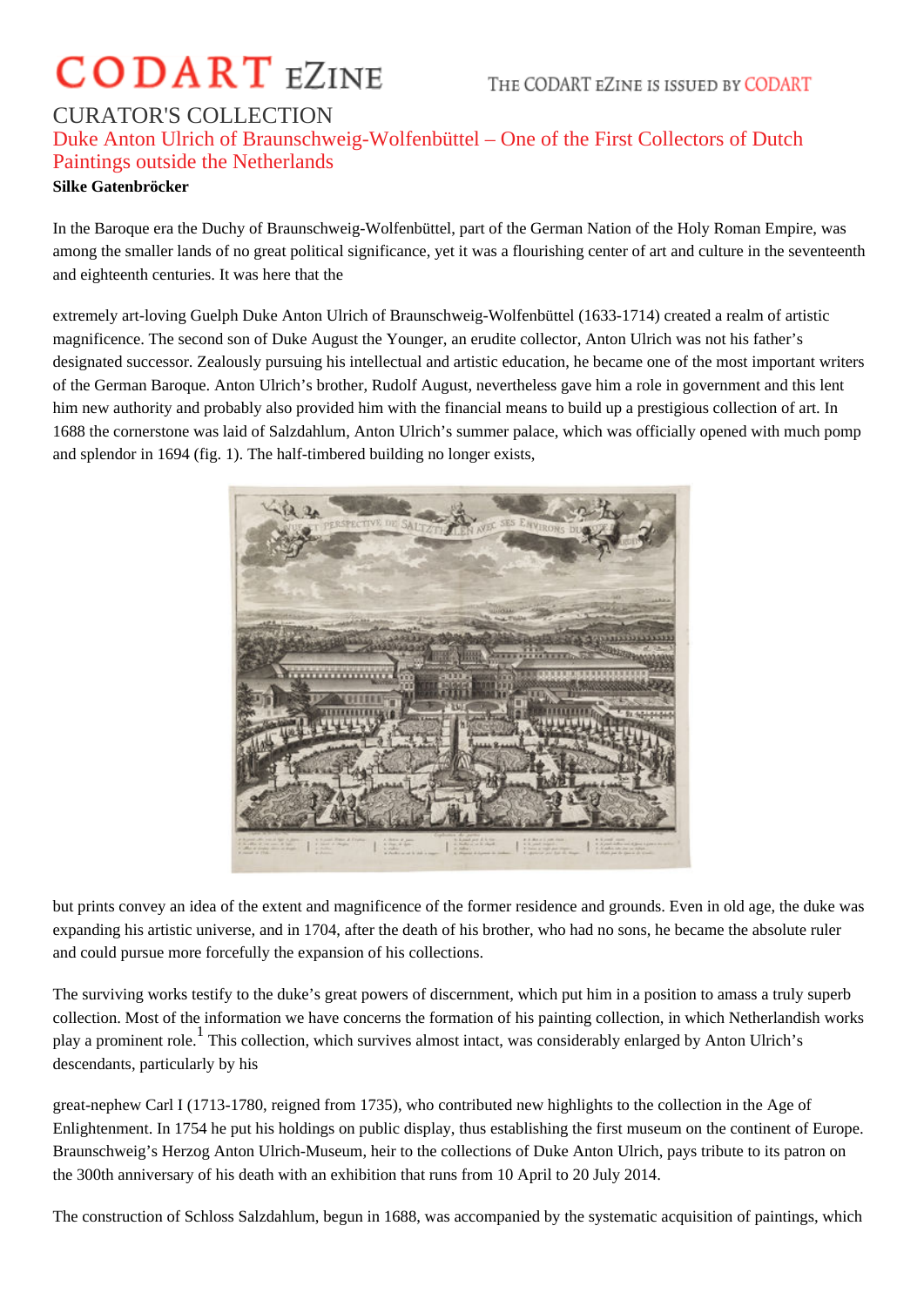# CURATOR'S COLLECTION

## Duke Anton Ulrich of Braunschweig-Wolfenbüttel – One of the First Collectors of Dutch Paintings outside the Netherlands

**Silke Gatenbröcker**

In the Baroque era the Duchy of Braunschweig-Wolfenbüttel, part of the German Nation of the Holy Roman Empire, was among the smaller lands of no great political significance, yet it was a flourishing center of art and culture in the seventeenth and eighteenth centuries. It was here that the extremely art-loving Guelph Duke Anton Ulrich of Braunschweig-Wolfenbüttel (1633-1714) created a realm of artistic magnificence. The second son of Duke August the Younger, an erudite collector, Anton Ulrich was not his father's designated successor. Zealously pursuing his intellectual and artistic education, he became one of the most important writers of the German Baroque. Anton Ulrich's brother, Rudolf August, nevertheless gave him a role in government and this lent him new authority and probably also provided him with the financial means to build up a prestigious collection of art. In 1688 the cornerstone was laid of Salzdahlum, Anton Ulrich's summer palace, which was officially opened with much pomp and splendor in 1694 (fig. 1). The half-timbered building no longer exists, but prints convey an idea of the extent and magnificence of the former residence and grounds. Even in old age, the duke was expanding his artistic universe, and in 1704, after the death of his brother, who had no sons, he became the absolute ruler and could pursue more forcefully the expansion of his collections.

The surviving works testify to the duke's great powers of discernment, which put him in a position to amass a truly superb collection. Most of the information we have concerns the formation of his painting collection, in which Netherlandish works play a prominent role.[1] This collection, which survives almost intact, was considerably enlarged by Anton Ulrich's descendants, particularly by his great-nephew Carl I (1713-1780, reigned from 1735), who contributed new highlights to the collection in the Age of Enlightenment. In 1754 he put his holdings on public display, thus establishing the first museum on the continent of Europe. Braunschweig's Herzog Anton Ulrich-Museum, heir to the collections of Duke Anton Ulrich, pays tribute to its patron on the 300th anniversary of his death with an exhibition that runs from 10 April to 20 July 2014.

The construction of Schloss Salzdahlum, begun in 1688, was accompanied by the systematic acquisition of paintings, which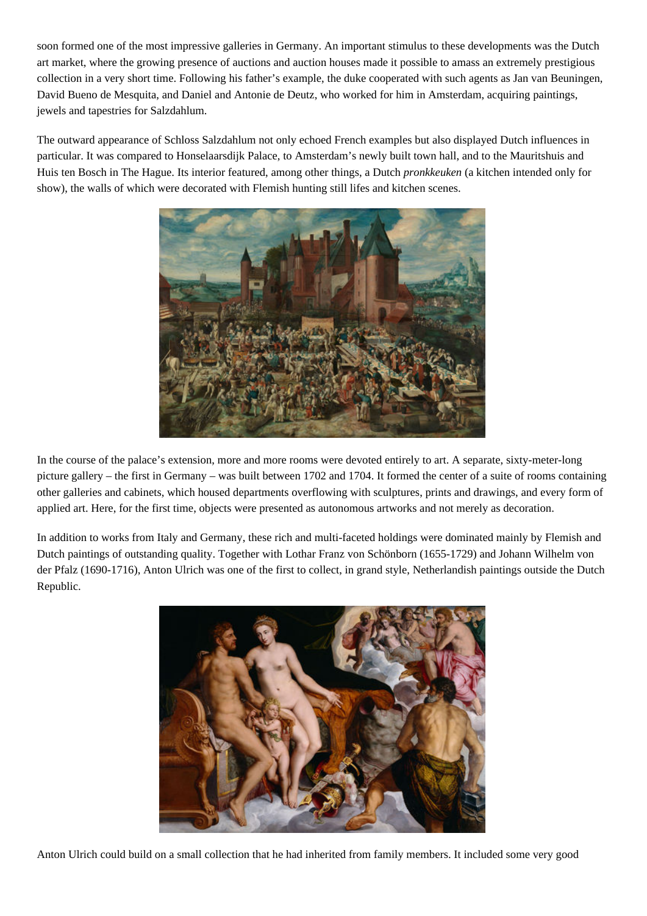soon formed one of the most impressive galleries in Germany. An important stimulus to these developments was the Dutch art market, where the growing presence of auctions and auction houses made it possible to amass an extremely prestigious collection in a very short time. Following his father's example, the duke cooperated with such agents as Jan van Beuningen, David Bueno de Mesquita, and Daniel and Antonie de Deutz, who worked for him in Amsterdam, acquiring paintings, jewels and tapestries for Salzdahlum.

The outward appearance of Schloss Salzdahlum not only echoed French examples but also displayed Dutch influences in particular. It was compared to Honselaarsdijk Palace, to Amsterdam's newly built town hall, and to the Mauritshuis and Huis ten Bosch in The Hague. Its interior featured, among other things, a Dutch *pronkkeuken* (a kitchen intended only for show), the walls of which were decorated with Flemish hunting still lifes and kitchen scenes.

In the course of the palace's extension, more and more rooms were devoted entirely to art. A separate, sixty-meter-long picture gallery – the first in Germany – was built between 1702 and 1704. It formed the center of a suite of rooms containing other galleries and cabinets, which housed departments overflowing with sculptures, prints and drawings, and every form of applied art. Here, for the first time, objects were presented as autonomous artworks and not merely as decoration.

In addition to works from Italy and Germany, these rich and multi-faceted holdings were dominated mainly by Flemish and Dutch paintings of outstanding quality. Together with Lothar Franz von Schönborn (1655-1729) and Johann Wilhelm von der Pfalz (1690-1716), Anton Ulrich was one of the first to collect, in grand style, Netherlandish paintings outside the Dutch Republic.

Anton Ulrich could build on a small collection that he had inherited from family members. It included some very good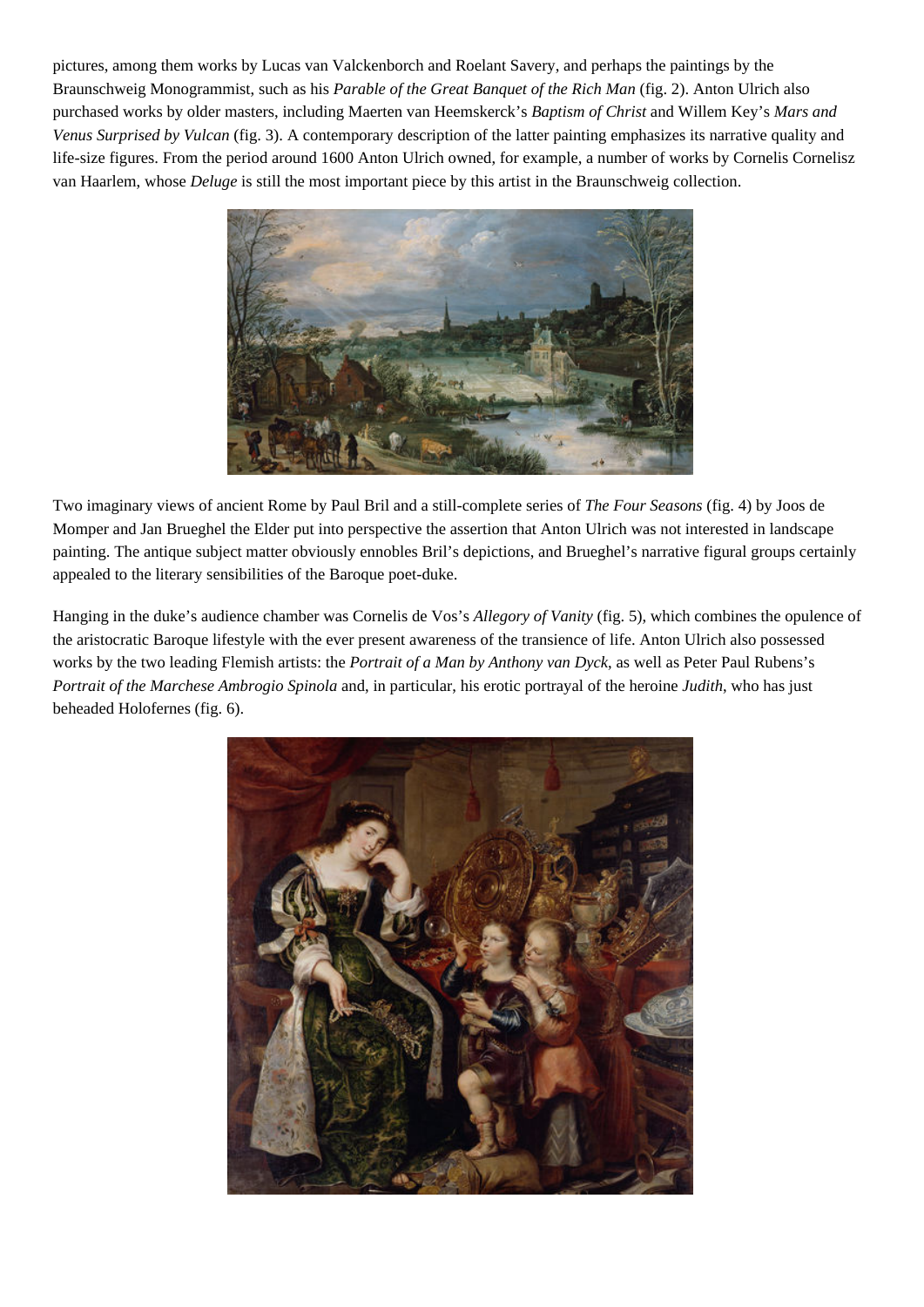pictures, among them works by Lucas van Valckenborch and Roelant Savery, and perhaps the paintings by the Braunschweig Monogrammist, such as his *Parable of the Great Banquet of the Rich Man* (fig. 2). Anton Ulrich also purchased works by older masters, including Maerten van Heemskerck's *Baptism of Christ* and Willem Key's *Mars and Venus Surprised by Vulcan* (fig. 3). A contemporary description of the latter painting emphasizes its narrative quality and life-size figures. From the period around 1600 Anton Ulrich owned, for example, a number of works by Cornelis Cornelisz van Haarlem, whose *Deluge* is still the most important piece by this artist in the Braunschweig collection.

Two imaginary views of ancient Rome by Paul Bril and a still-complete series of *The Four Seasons* (fig. 4) by Joos de Momper and Jan Brueghel the Elder put into perspective the assertion that Anton Ulrich was not interested in landscape painting. The antique subject matter obviously ennobles Bril's depictions, and Brueghel's narrative figural groups certainly appealed to the literary sensibilities of the Baroque poet-duke.

Hanging in the duke's audience chamber was Cornelis de Vos's *Allegory of Vanity* (fig. 5), which combines the opulence of the aristocratic Baroque lifestyle with the ever present awareness of the transience of life. Anton Ulrich also possessed works by the two leading Flemish artists: the *Portrait of a Man by Anthony van Dyck*, as well as Peter Paul Rubens's *Portrait of the Marchese Ambrogio Spinola* and, in particular, his erotic portrayal of the heroine *Judith*, who has just beheaded Holofernes (fig. 6).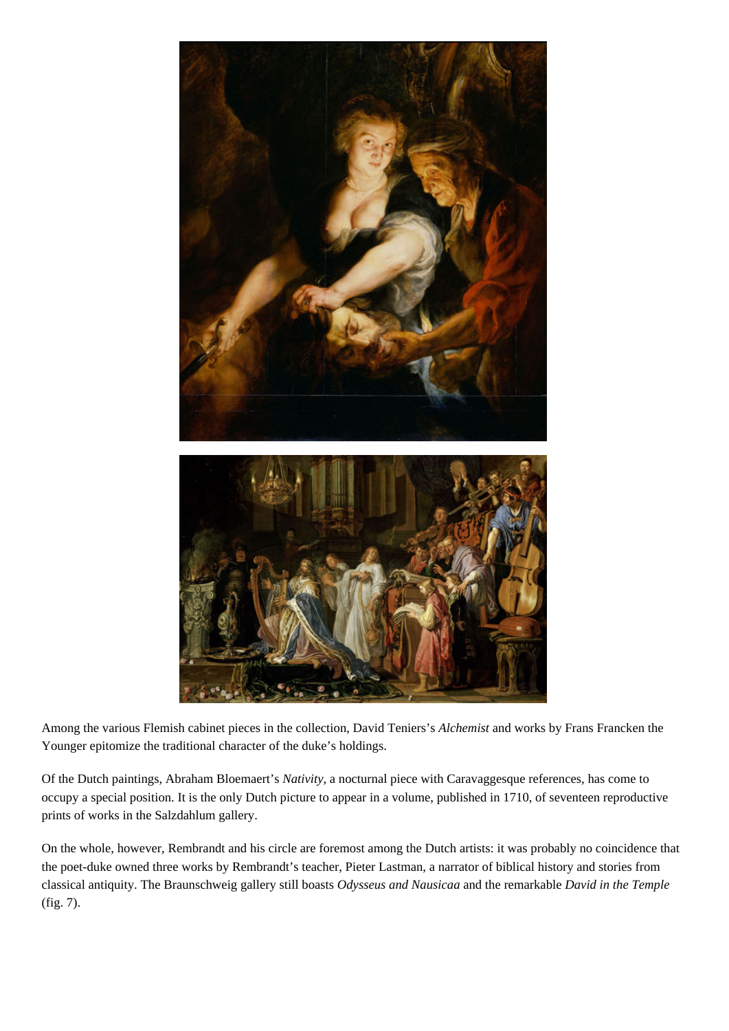Among the various Flemish cabinet pieces in the collection, David Teniers's *Alchemist* and works by Frans Francken the Younger epitomize the traditional character of the duke's holdings.

Of the Dutch paintings, Abraham Bloemaert's *Nativity*, a nocturnal piece with Caravaggesque references, has come to occupy a special position. It is the only Dutch picture to appear in a volume, published in 1710, of seventeen reproductive prints of works in the Salzdahlum gallery.

On the whole, however, Rembrandt and his circle are foremost among the Dutch artists: it was probably no coincidence that the poet-duke owned three works by Rembrandt's teacher, Pieter Lastman, a narrator of biblical history and stories from classical antiquity. The Braunschweig gallery still boasts *Odysseus and Nausicaa* and the remarkable *David in the Temple* (fig. 7).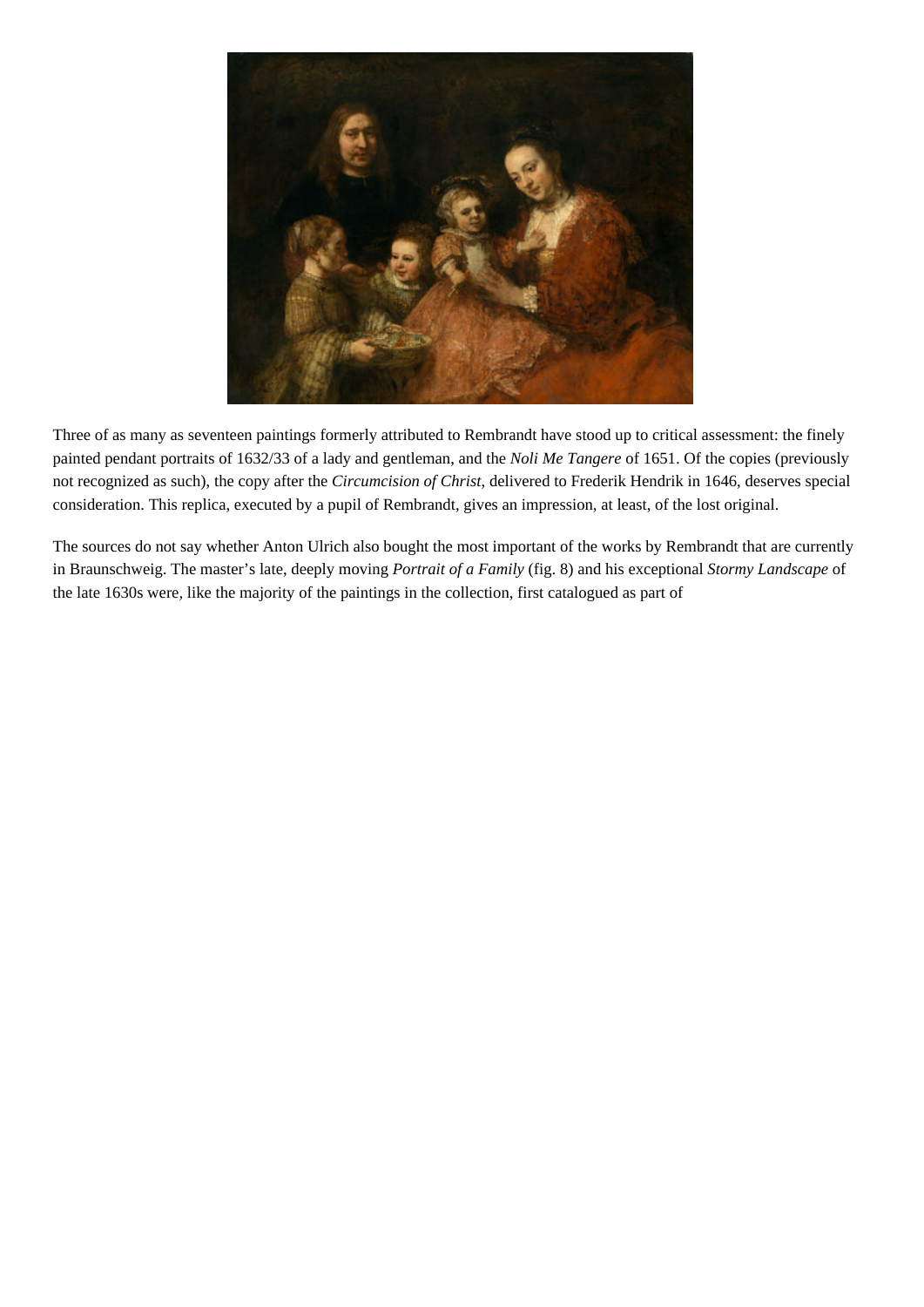Three of as many as seventeen paintings formerly attributed to Rembrandt have stood up to critical assessment: the finely painted pendant portraits of 1632/33 of a lady and gentleman, and the *Noli Me Tangere* of 1651. Of the copies (previously not recognized as such), the copy after the *Circumcision of Christ*, delivered to Frederik Hendrik in 1646, deserves special consideration. This replica, executed by a pupil of Rembrandt, gives an impression, at least, of the lost original.

The sources do not say whether Anton Ulrich also bought the most important of the works by Rembrandt that are currently in Braunschweig. The master's late, deeply moving *Portrait of a Family* (fig. 8) and his exceptional *Stormy Landscape* of the late 1630s were, like the majority of the paintings in the collection, first catalogued as part of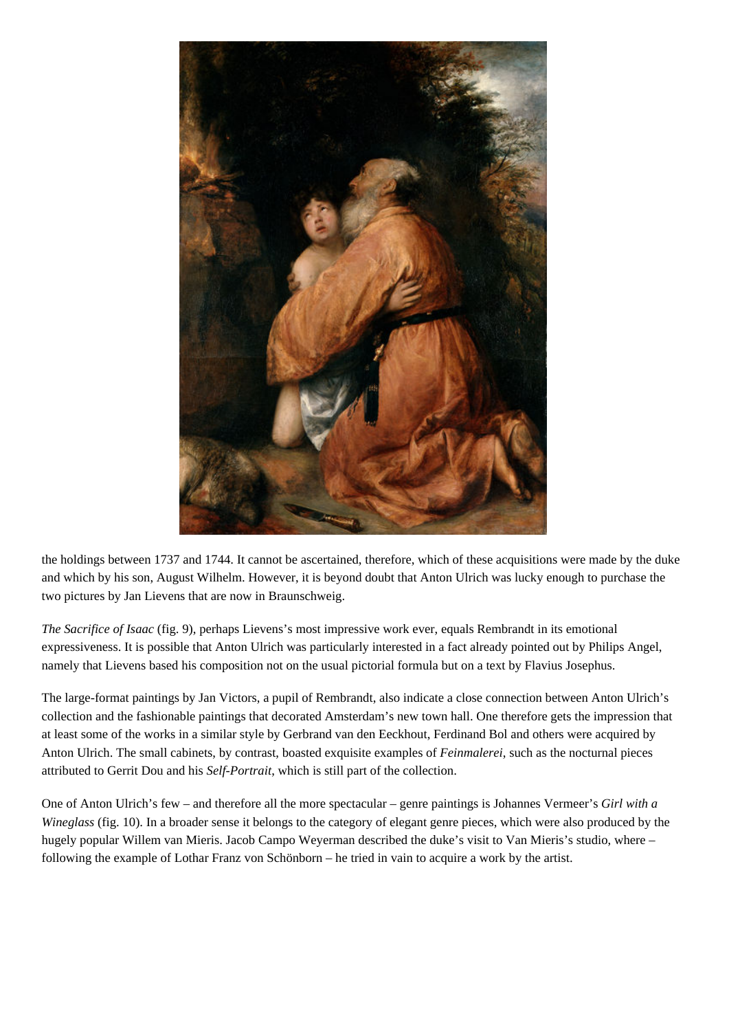the holdings between 1737 and 1744. It cannot be ascertained, therefore, which of these acquisitions were made by the duke and which by his son, August Wilhelm. However, it is beyond doubt that Anton Ulrich was lucky enough to purchase the two pictures by Jan Lievens that are now in Braunschweig.

*The Sacrifice of Isaac* (fig. 9), perhaps Lievens's most impressive work ever, equals Rembrandt in its emotional expressiveness. It is possible that Anton Ulrich was particularly interested in a fact already pointed out by Philips Angel, namely that Lievens based his composition not on the usual pictorial formula but on a text by Flavius Josephus.

The large-format paintings by Jan Victors, a pupil of Rembrandt, also indicate a close connection between Anton Ulrich's collection and the fashionable paintings that decorated Amsterdam's new town hall. One therefore gets the impression that at least some of the works in a similar style by Gerbrand van den Eeckhout, Ferdinand Bol and others were acquired by Anton Ulrich. The small cabinets, by contrast, boasted exquisite examples of *Feinmalerei*, such as the nocturnal pieces attributed to Gerrit Dou and his *Self-Portrait*, which is still part of the collection.

One of Anton Ulrich's few – and therefore all the more spectacular – genre paintings is Johannes Vermeer's *Girl with a Wineglass* (fig. 10). In a broader sense it belongs to the category of elegant genre pieces, which were also produced by the hugely popular Willem van Mieris. Jacob Campo Weyerman described the duke's visit to Van Mieris's studio, where – following the example of Lothar Franz von Schönborn – he tried in vain to acquire a work by the artist.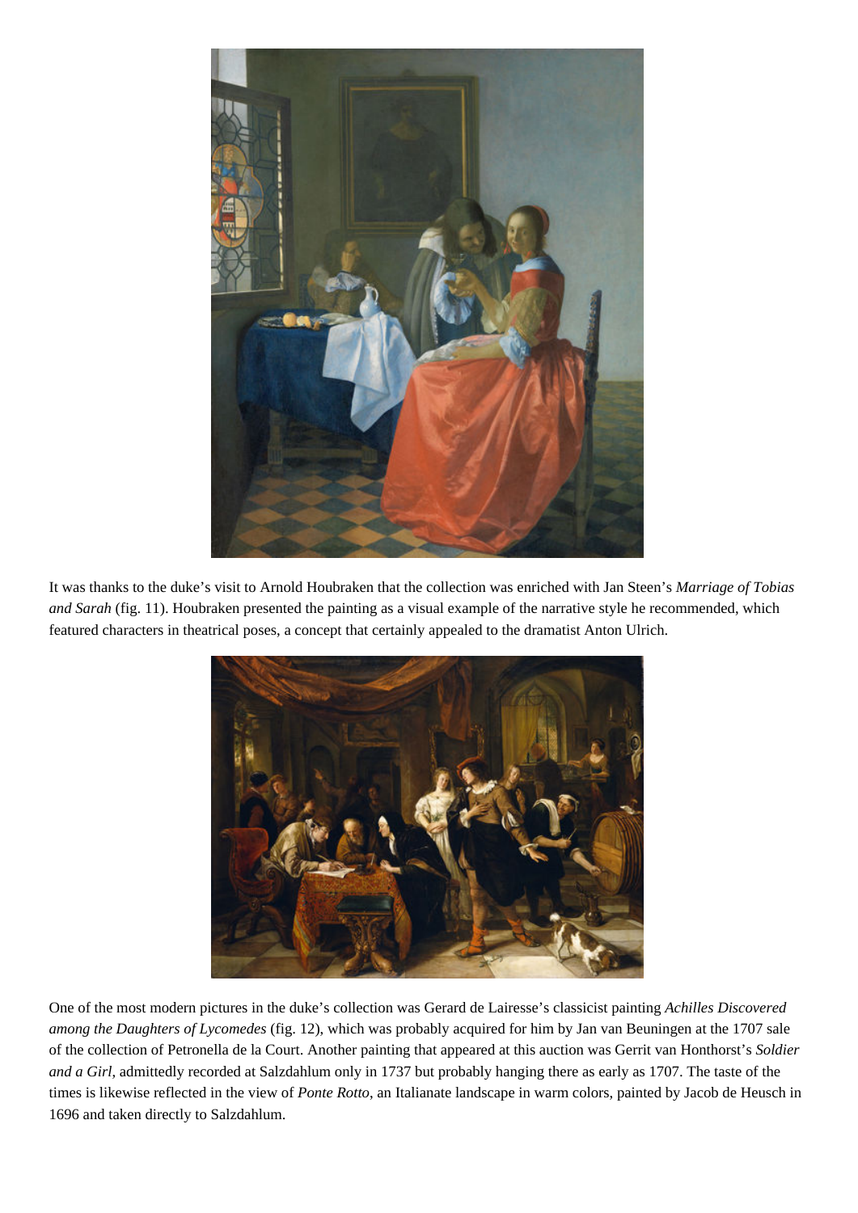It was thanks to the duke's visit to Arnold Houbraken that the collection was enriched with Jan Steen's *Marriage of Tobias and Sarah* (fig. 11). Houbraken presented the painting as a visual example of the narrative style he recommended, which featured characters in theatrical poses, a concept that certainly appealed to the dramatist Anton Ulrich.

One of the most modern pictures in the duke's collection was Gerard de Lairesse's classicist painting *Achilles Discovered among the Daughters of Lycomedes* (fig. 12), which was probably acquired for him by Jan van Beuningen at the 1707 sale of the collection of Petronella de la Court. Another painting that appeared at this auction was Gerrit van Honthorst's *Soldier and a Girl*, admittedly recorded at Salzdahlum only in 1737 but probably hanging there as early as 1707. The taste of the times is likewise reflected in the view of *Ponte Rotto*, an Italianate landscape in warm colors, painted by Jacob de Heusch in 1696 and taken directly to Salzdahlum.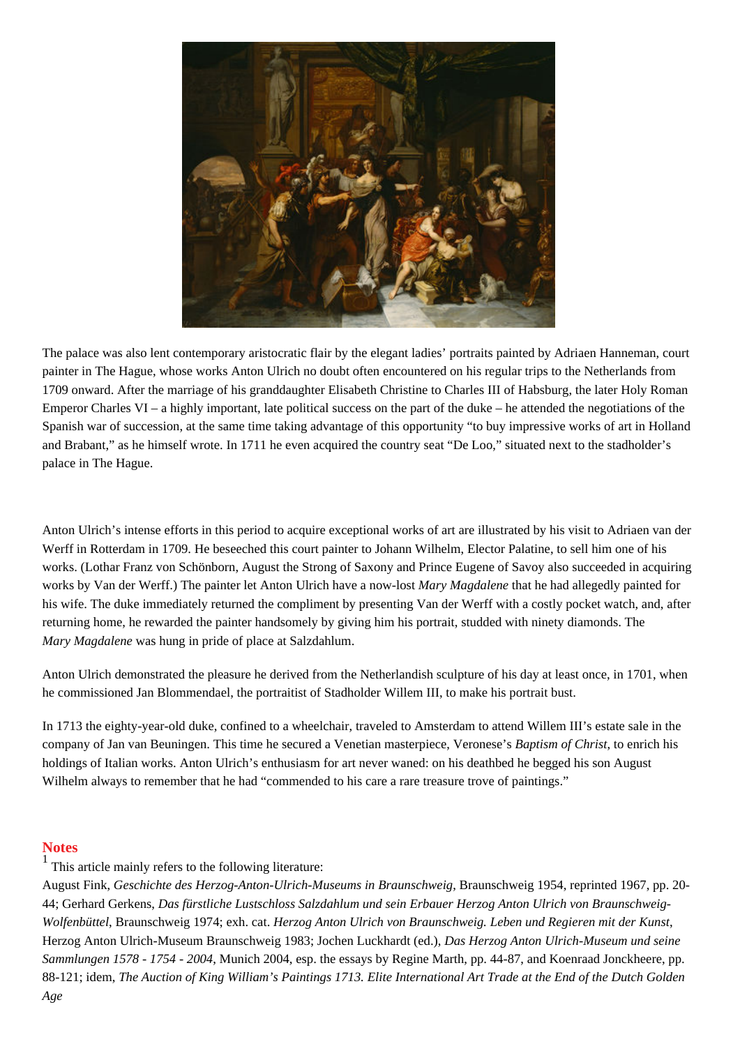The palace was also lent contemporary aristocratic flair by the elegant ladies' portraits painted by Adriaen Hanneman, court painter in The Hague, whose works Anton Ulrich no doubt often encountered on his regular trips to the Netherlands from 1709 onward. After the marriage of his granddaughter Elisabeth Christine to Charles III of Habsburg, the later Holy Roman Emperor Charles VI – a highly important, late political success on the part of the duke – he attended the negotiations of the Spanish war of succession, at the same time taking advantage of this opportunity "to buy impressive works of art in Holland and Brabant," as he himself wrote. In 1711 he even acquired the country seat "De Loo," situated next to the stadholder's palace in The Hague.

Anton Ulrich's intense efforts in this period to acquire exceptional works of art are illustrated by his visit to Adriaen van der Werff in Rotterdam in 1709. He beseeched this court painter to Johann Wilhelm, Elector Palatine, to sell him one of his works. (Lothar Franz von Schönborn, August the Strong of Saxony and Prince Eugene of Savoy also succeeded in acquiring works by Van der Werff.) The painter let Anton Ulrich have a now-lost *Mary Magdalene* that he had allegedly painted for his wife. The duke immediately returned the compliment by presenting Van der Werff with a costly pocket watch, and, after returning home, he rewarded the painter handsomely by giving him his portrait, studded with ninety diamonds. The *Mary Magdalene* was hung in pride of place at Salzdahlum.

Anton Ulrich demonstrated the pleasure he derived from the Netherlandish sculpture of his day at least once, in 1701, when he commissioned Jan Blommendael, the portraitist of Stadholder Willem III, to make his portrait bust.

In 1713 the eighty-year-old duke, confined to a wheelchair, traveled to Amsterdam to attend Willem III's estate sale in the company of Jan van Beuningen. This time he secured a Venetian masterpiece, Veronese's *Baptism of Christ*, to enrich his holdings of Italian works. Anton Ulrich's enthusiasm for art never waned: on his deathbed he begged his son August Wilhelm always to remember that he had "commended to his care a rare treasure trove of paintings."

## Notes

[1] This article mainly refers to the following literature:

August Fink, *Geschichte des Herzog-Anton-Ulrich-Museums in Braunschweig*, Braunschweig 1954, reprinted 1967, pp. 20-44; Gerhard Gerkens, *Das fürstliche Lustschloss Salzdahlum und sein Erbauer Herzog Anton Ulrich von Braunschweig-Wolfenbüttel*, Braunschweig 1974; exh. cat. *Herzog Anton Ulrich von Braunschweig. Leben und Regieren mit der Kunst*, Herzog Anton Ulrich-Museum Braunschweig 1983; Jochen Luckhardt (ed.), *Das Herzog Anton Ulrich-Museum und seine Sammlungen 1578 - 1754 - 2004*, Munich 2004, esp. the essays by Regine Marth, pp. 44-87, and Koenraad Jonckheere, pp. 88-121; idem, *The Auction of King William's Paintings 1713. Elite International Art Trade at the End of the Dutch Golden Age*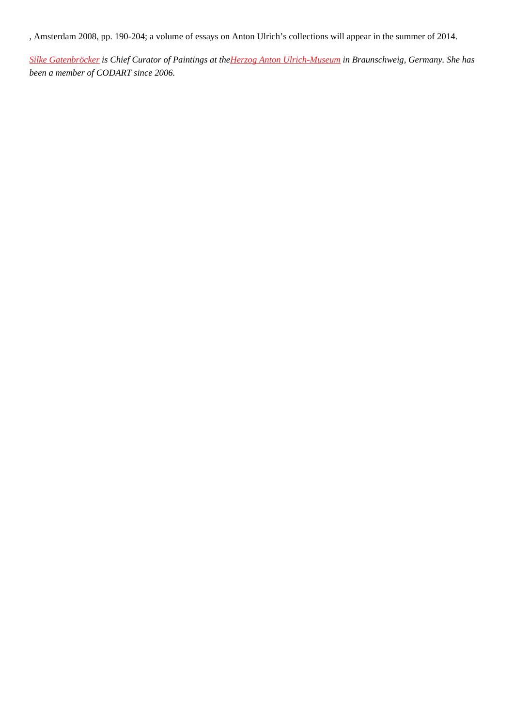, Amsterdam 2008, pp. 190-204; a volume of essays on Anton Ulrich’s collections will appear in the summer of 2014.

*Silke Gatenbröcker is Chief Curator of Paintings at theHerzog Anton Ulrich-Museum in Braunschweig, Germany. She has been a member of CODART since 2006.*